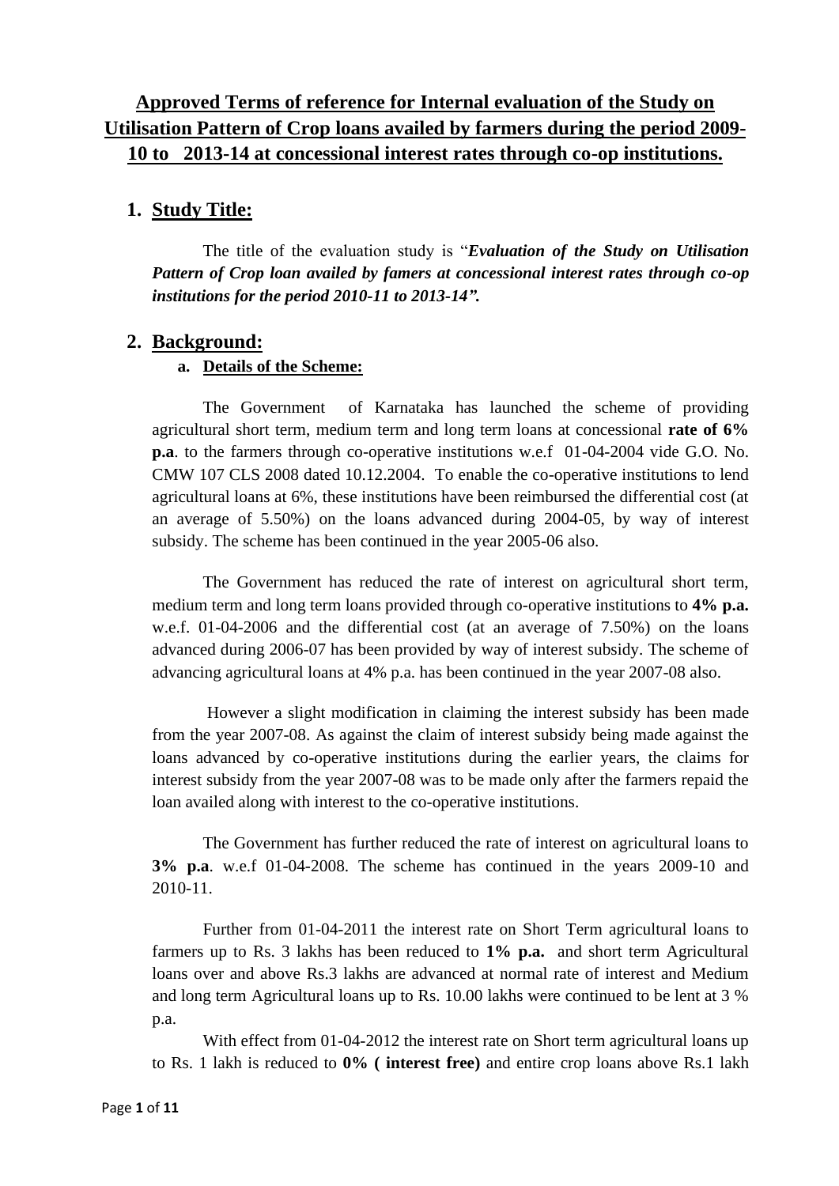# Approved Terms of reference for Internal evaluation of the Study on Utilisation Pattern of Crop loans availed by farmers during the period 2009-10 to 2013-14 at concessional interest rates through co-op institutions.

## 1. Study Title:

The title of the evaluation study is "***Evaluation of the Study on Utilisation Pattern of Crop loan availed by famers at concessional interest rates through co-op institutions for the period 2010-11 to 2013-14".***

## 2. Background:

### a. Details of the Scheme:

The Government of Karnataka has launched the scheme of providing agricultural short term, medium term and long term loans at concessional **rate of 6% p.a**. to the farmers through co-operative institutions w.e.f 01-04-2004 vide G.O. No. CMW 107 CLS 2008 dated 10.12.2004. To enable the co-operative institutions to lend agricultural loans at 6%, these institutions have been reimbursed the differential cost (at an average of 5.50%) on the loans advanced during 2004-05, by way of interest subsidy. The scheme has been continued in the year 2005-06 also.

The Government has reduced the rate of interest on agricultural short term, medium term and long term loans provided through co-operative institutions to **4% p.a.** w.e.f. 01-04-2006 and the differential cost (at an average of 7.50%) on the loans advanced during 2006-07 has been provided by way of interest subsidy. The scheme of advancing agricultural loans at 4% p.a. has been continued in the year 2007-08 also.

However a slight modification in claiming the interest subsidy has been made from the year 2007-08. As against the claim of interest subsidy being made against the loans advanced by co-operative institutions during the earlier years, the claims for interest subsidy from the year 2007-08 was to be made only after the farmers repaid the loan availed along with interest to the co-operative institutions.

The Government has further reduced the rate of interest on agricultural loans to **3% p.a**. w.e.f 01-04-2008. The scheme has continued in the years 2009-10 and 2010-11.

Further from 01-04-2011 the interest rate on Short Term agricultural loans to farmers up to Rs. 3 lakhs has been reduced to **1% p.a.** and short term Agricultural loans over and above Rs.3 lakhs are advanced at normal rate of interest and Medium and long term Agricultural loans up to Rs. 10.00 lakhs were continued to be lent at 3 % p.a.

With effect from 01-04-2012 the interest rate on Short term agricultural loans up to Rs. 1 lakh is reduced to **0% ( interest free)** and entire crop loans above Rs.1 lakh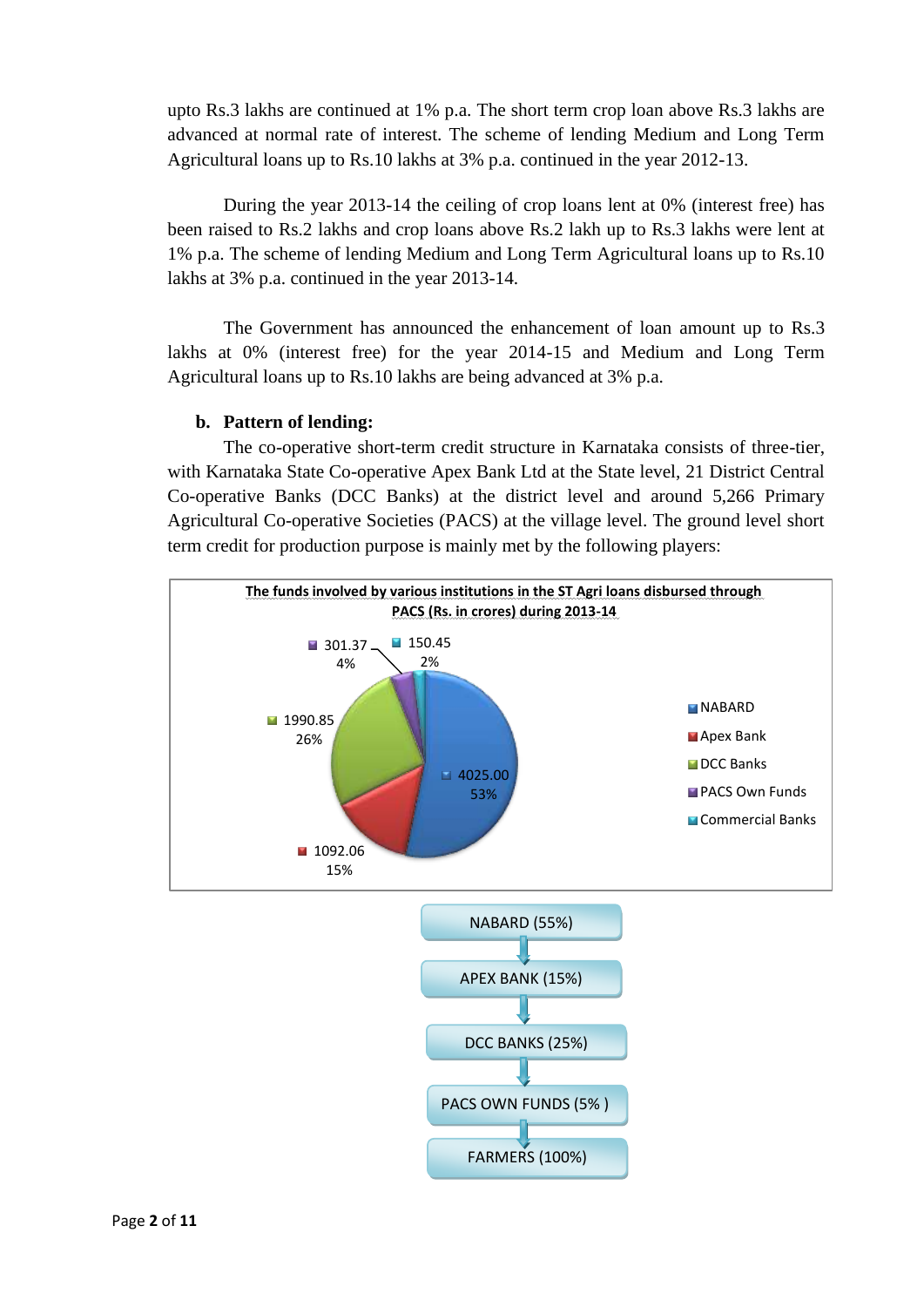upto Rs.3 lakhs are continued at 1% p.a. The short term crop loan above Rs.3 lakhs are advanced at normal rate of interest. The scheme of lending Medium and Long Term Agricultural loans up to Rs.10 lakhs at 3% p.a. continued in the year 2012-13.

During the year 2013-14 the ceiling of crop loans lent at 0% (interest free) has been raised to Rs.2 lakhs and crop loans above Rs.2 lakh up to Rs.3 lakhs were lent at 1% p.a. The scheme of lending Medium and Long Term Agricultural loans up to Rs.10 lakhs at 3% p.a. continued in the year 2013-14.

The Government has announced the enhancement of loan amount up to Rs.3 lakhs at 0% (interest free) for the year 2014-15 and Medium and Long Term Agricultural loans up to Rs.10 lakhs are being advanced at 3% p.a.

**b. Pattern of lending:**

The co-operative short-term credit structure in Karnataka consists of three-tier, with Karnataka State Co-operative Apex Bank Ltd at the State level, 21 District Central Co-operative Banks (DCC Banks) at the district level and around 5,266 Primary Agricultural Co-operative Societies (PACS) at the village level. The ground level short term credit for production purpose is mainly met by the following players:

**The funds involved by various institutions in the ST Agri loans disbursed through PACS (Rs. in crores) during 2013-14**

| Institution | Amount (Rs. in crores) | Share |
|---|---|---|
| NABARD | 4025.00 | 53% |
| Apex Bank | 1092.06 | 15% |
| DCC Banks | 1990.85 | 26% |
| PACS Own Funds | 301.37 | 4% |
| Commercial Banks | 150.45 | 2% |

NABARD (55%)
↓
APEX BANK (15%)
↓
DCC BANKS (25%)
↓
PACS OWN FUNDS (5% )
↓
FARMERS (100%)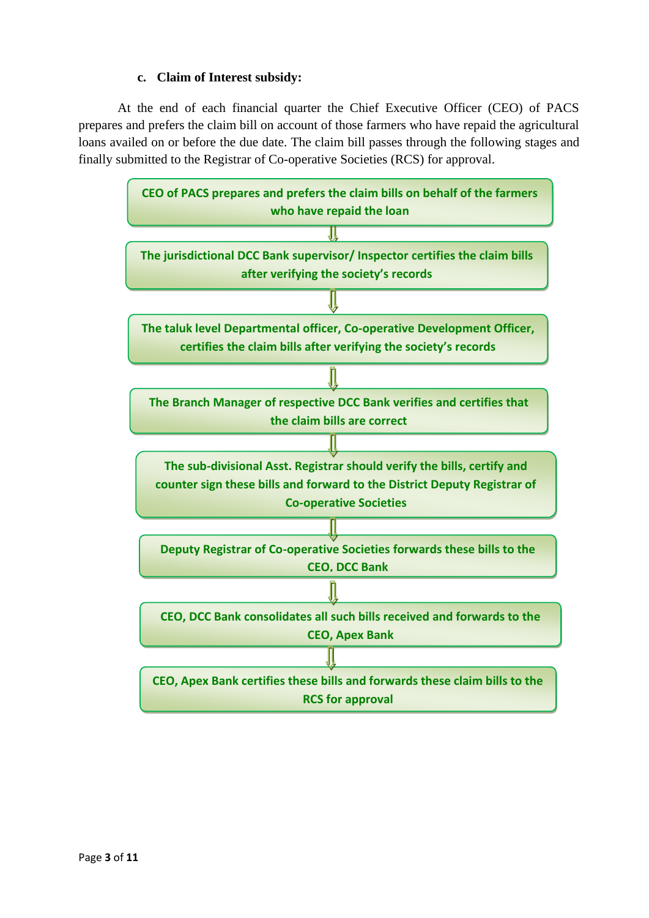### c. Claim of Interest subsidy:

At the end of each financial quarter the Chief Executive Officer (CEO) of PACS prepares and prefers the claim bill on account of those farmers who have repaid the agricultural loans availed on or before the due date. The claim bill passes through the following stages and finally submitted to the Registrar of Co-operative Societies (RCS) for approval.

**CEO of PACS prepares and prefers the claim bills on behalf of the farmers who have repaid the loan**

⇓

**The jurisdictional DCC Bank supervisor/ Inspector certifies the claim bills after verifying the society's records**

⇓

**The taluk level Departmental officer, Co-operative Development Officer, certifies the claim bills after verifying the society's records**

⇓

**The Branch Manager of respective DCC Bank verifies and certifies that the claim bills are correct**

⇓

**The sub-divisional Asst. Registrar should verify the bills, certify and counter sign these bills and forward to the District Deputy Registrar of Co-operative Societies**

⇓

**Deputy Registrar of Co-operative Societies forwards these bills to the CEO, DCC Bank**

⇓

**CEO, DCC Bank consolidates all such bills received and forwards to the CEO, Apex Bank**

⇓

**CEO, Apex Bank certifies these bills and forwards these claim bills to the RCS for approval**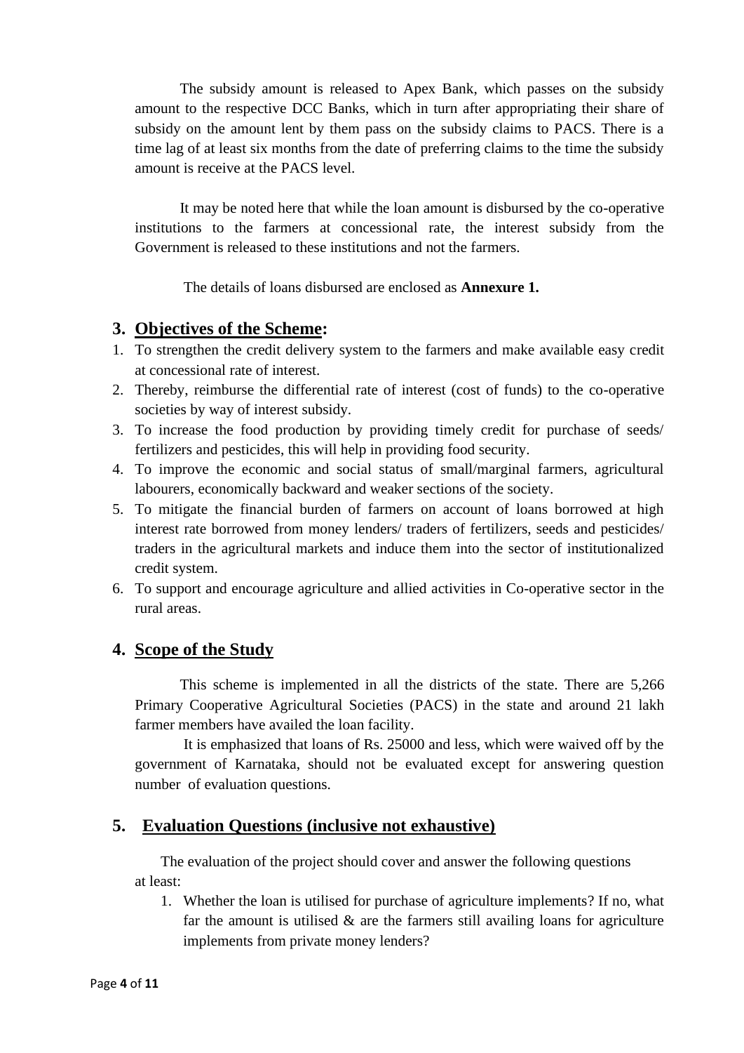The subsidy amount is released to Apex Bank, which passes on the subsidy amount to the respective DCC Banks, which in turn after appropriating their share of subsidy on the amount lent by them pass on the subsidy claims to PACS. There is a time lag of at least six months from the date of preferring claims to the time the subsidy amount is receive at the PACS level.

It may be noted here that while the loan amount is disbursed by the co-operative institutions to the farmers at concessional rate, the interest subsidy from the Government is released to these institutions and not the farmers.

The details of loans disbursed are enclosed as **Annexure 1.**

## 3. Objectives of the Scheme:

1. To strengthen the credit delivery system to the farmers and make available easy credit at concessional rate of interest.
2. Thereby, reimburse the differential rate of interest (cost of funds) to the co-operative societies by way of interest subsidy.
3. To increase the food production by providing timely credit for purchase of seeds/ fertilizers and pesticides, this will help in providing food security.
4. To improve the economic and social status of small/marginal farmers, agricultural labourers, economically backward and weaker sections of the society.
5. To mitigate the financial burden of farmers on account of loans borrowed at high interest rate borrowed from money lenders/ traders of fertilizers, seeds and pesticides/ traders in the agricultural markets and induce them into the sector of institutionalized credit system.
6. To support and encourage agriculture and allied activities in Co-operative sector in the rural areas.

## 4. Scope of the Study

This scheme is implemented in all the districts of the state. There are 5,266 Primary Cooperative Agricultural Societies (PACS) in the state and around 21 lakh farmer members have availed the loan facility.

It is emphasized that loans of Rs. 25000 and less, which were waived off by the government of Karnataka, should not be evaluated except for answering question number of evaluation questions.

## 5. Evaluation Questions (inclusive not exhaustive)

The evaluation of the project should cover and answer the following questions at least:

1. Whether the loan is utilised for purchase of agriculture implements? If no, what far the amount is utilised & are the farmers still availing loans for agriculture implements from private money lenders?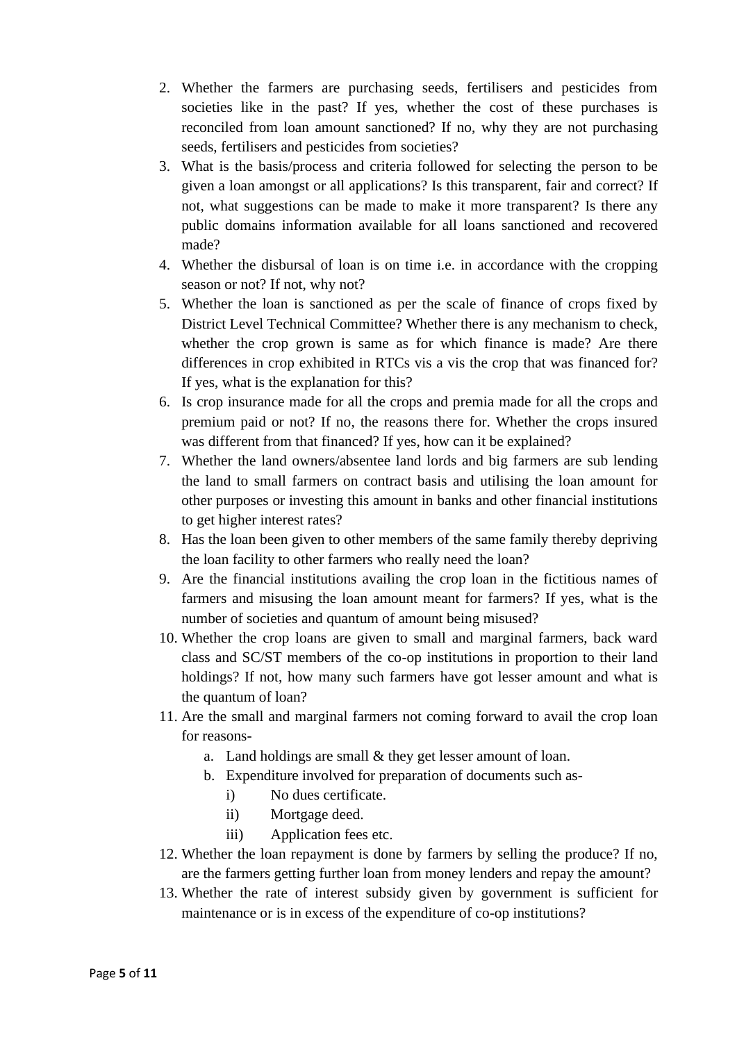2. Whether the farmers are purchasing seeds, fertilisers and pesticides from societies like in the past? If yes, whether the cost of these purchases is reconciled from loan amount sanctioned? If no, why they are not purchasing seeds, fertilisers and pesticides from societies?
3. What is the basis/process and criteria followed for selecting the person to be given a loan amongst or all applications? Is this transparent, fair and correct? If not, what suggestions can be made to make it more transparent? Is there any public domains information available for all loans sanctioned and recovered made?
4. Whether the disbursal of loan is on time i.e. in accordance with the cropping season or not? If not, why not?
5. Whether the loan is sanctioned as per the scale of finance of crops fixed by District Level Technical Committee? Whether there is any mechanism to check, whether the crop grown is same as for which finance is made? Are there differences in crop exhibited in RTCs vis a vis the crop that was financed for? If yes, what is the explanation for this?
6. Is crop insurance made for all the crops and premia made for all the crops and premium paid or not? If no, the reasons there for. Whether the crops insured was different from that financed? If yes, how can it be explained?
7. Whether the land owners/absentee land lords and big farmers are sub lending the land to small farmers on contract basis and utilising the loan amount for other purposes or investing this amount in banks and other financial institutions to get higher interest rates?
8. Has the loan been given to other members of the same family thereby depriving the loan facility to other farmers who really need the loan?
9. Are the financial institutions availing the crop loan in the fictitious names of farmers and misusing the loan amount meant for farmers? If yes, what is the number of societies and quantum of amount being misused?
10. Whether the crop loans are given to small and marginal farmers, back ward class and SC/ST members of the co-op institutions in proportion to their land holdings? If not, how many such farmers have got lesser amount and what is the quantum of loan?
11. Are the small and marginal farmers not coming forward to avail the crop loan for reasons-
    a. Land holdings are small & they get lesser amount of loan.
    b. Expenditure involved for preparation of documents such as-
       i) No dues certificate.
       ii) Mortgage deed.
       iii) Application fees etc.
12. Whether the loan repayment is done by farmers by selling the produce? If no, are the farmers getting further loan from money lenders and repay the amount?
13. Whether the rate of interest subsidy given by government is sufficient for maintenance or is in excess of the expenditure of co-op institutions?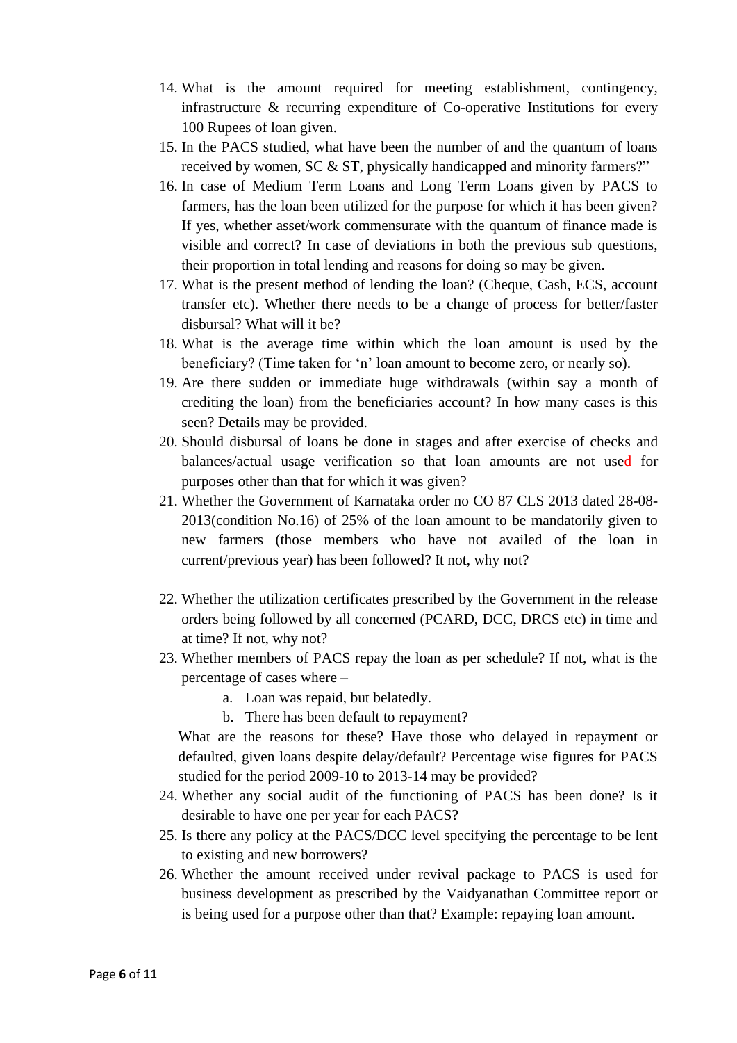14. What is the amount required for meeting establishment, contingency, infrastructure & recurring expenditure of Co-operative Institutions for every 100 Rupees of loan given.
15. In the PACS studied, what have been the number of and the quantum of loans received by women, SC & ST, physically handicapped and minority farmers?"
16. In case of Medium Term Loans and Long Term Loans given by PACS to farmers, has the loan been utilized for the purpose for which it has been given? If yes, whether asset/work commensurate with the quantum of finance made is visible and correct? In case of deviations in both the previous sub questions, their proportion in total lending and reasons for doing so may be given.
17. What is the present method of lending the loan? (Cheque, Cash, ECS, account transfer etc). Whether there needs to be a change of process for better/faster disbursal? What will it be?
18. What is the average time within which the loan amount is used by the beneficiary? (Time taken for 'n' loan amount to become zero, or nearly so).
19. Are there sudden or immediate huge withdrawals (within say a month of crediting the loan) from the beneficiaries account? In how many cases is this seen? Details may be provided.
20. Should disbursal of loans be done in stages and after exercise of checks and balances/actual usage verification so that loan amounts are not used for purposes other than that for which it was given?
21. Whether the Government of Karnataka order no CO 87 CLS 2013 dated 28-08-2013(condition No.16) of 25% of the loan amount to be mandatorily given to new farmers (those members who have not availed of the loan in current/previous year) has been followed? It not, why not?
22. Whether the utilization certificates prescribed by the Government in the release orders being followed by all concerned (PCARD, DCC, DRCS etc) in time and at time? If not, why not?
23. Whether members of PACS repay the loan as per schedule? If not, what is the percentage of cases where –
    a. Loan was repaid, but belatedly.
    b. There has been default to repayment?

    What are the reasons for these? Have those who delayed in repayment or defaulted, given loans despite delay/default? Percentage wise figures for PACS studied for the period 2009-10 to 2013-14 may be provided?
24. Whether any social audit of the functioning of PACS has been done? Is it desirable to have one per year for each PACS?
25. Is there any policy at the PACS/DCC level specifying the percentage to be lent to existing and new borrowers?
26. Whether the amount received under revival package to PACS is used for business development as prescribed by the Vaidyanathan Committee report or is being used for a purpose other than that? Example: repaying loan amount.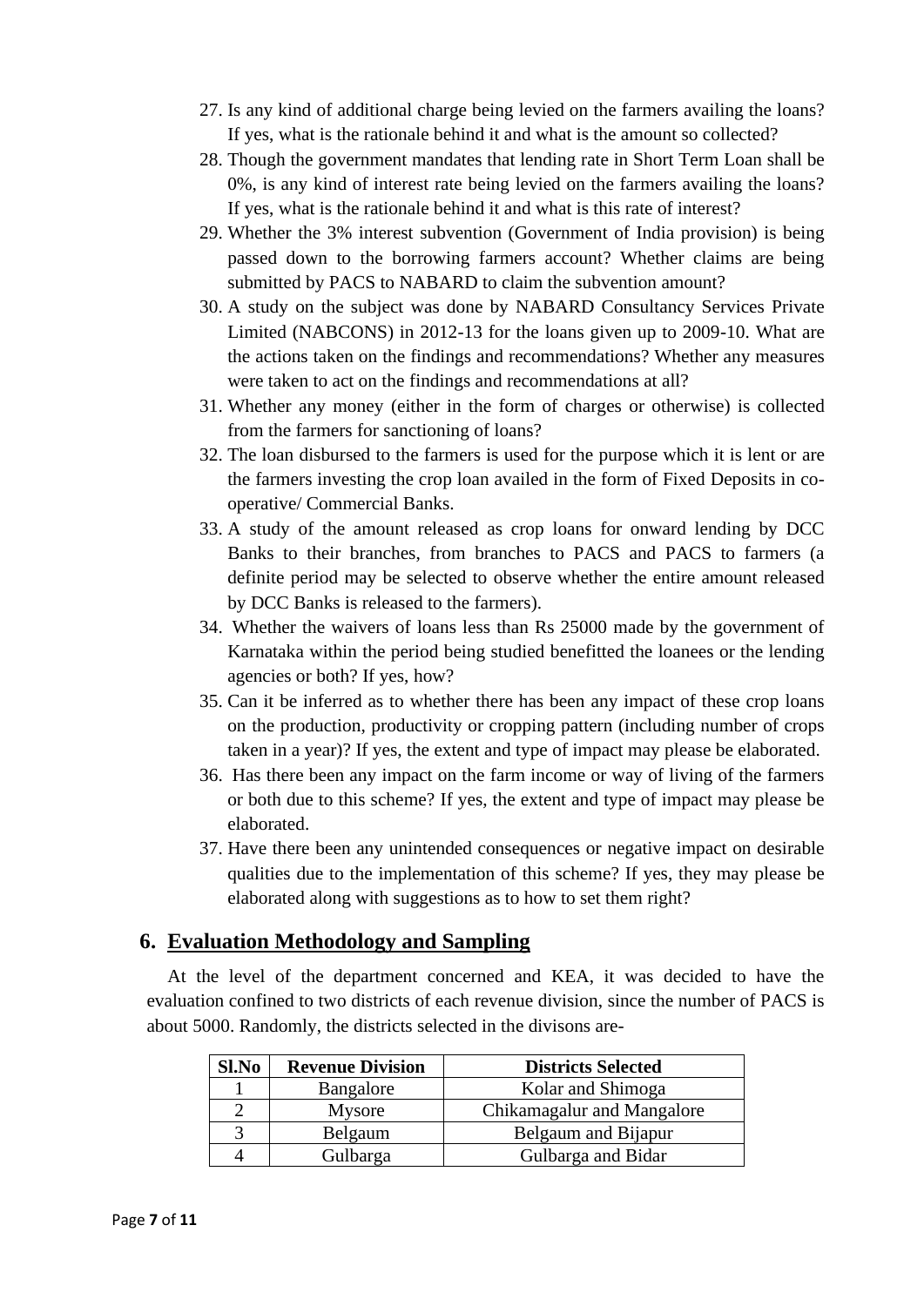27. Is any kind of additional charge being levied on the farmers availing the loans? If yes, what is the rationale behind it and what is the amount so collected?
28. Though the government mandates that lending rate in Short Term Loan shall be 0%, is any kind of interest rate being levied on the farmers availing the loans? If yes, what is the rationale behind it and what is this rate of interest?
29. Whether the 3% interest subvention (Government of India provision) is being passed down to the borrowing farmers account? Whether claims are being submitted by PACS to NABARD to claim the subvention amount?
30. A study on the subject was done by NABARD Consultancy Services Private Limited (NABCONS) in 2012-13 for the loans given up to 2009-10. What are the actions taken on the findings and recommendations? Whether any measures were taken to act on the findings and recommendations at all?
31. Whether any money (either in the form of charges or otherwise) is collected from the farmers for sanctioning of loans?
32. The loan disbursed to the farmers is used for the purpose which it is lent or are the farmers investing the crop loan availed in the form of Fixed Deposits in co-operative/ Commercial Banks.
33. A study of the amount released as crop loans for onward lending by DCC Banks to their branches, from branches to PACS and PACS to farmers (a definite period may be selected to observe whether the entire amount released by DCC Banks is released to the farmers).
34. Whether the waivers of loans less than Rs 25000 made by the government of Karnataka within the period being studied benefitted the loanees or the lending agencies or both? If yes, how?
35. Can it be inferred as to whether there has been any impact of these crop loans on the production, productivity or cropping pattern (including number of crops taken in a year)? If yes, the extent and type of impact may please be elaborated.
36. Has there been any impact on the farm income or way of living of the farmers or both due to this scheme? If yes, the extent and type of impact may please be elaborated.
37. Have there been any unintended consequences or negative impact on desirable qualities due to the implementation of this scheme? If yes, they may please be elaborated along with suggestions as to how to set them right?

## 6. Evaluation Methodology and Sampling

At the level of the department concerned and KEA, it was decided to have the evaluation confined to two districts of each revenue division, since the number of PACS is about 5000. Randomly, the districts selected in the divisons are-

| Sl.No | Revenue Division | Districts Selected |
|---|---|---|
| 1 | Bangalore | Kolar and Shimoga |
| 2 | Mysore | Chikamagalur and Mangalore |
| 3 | Belgaum | Belgaum and Bijapur |
| 4 | Gulbarga | Gulbarga and Bidar |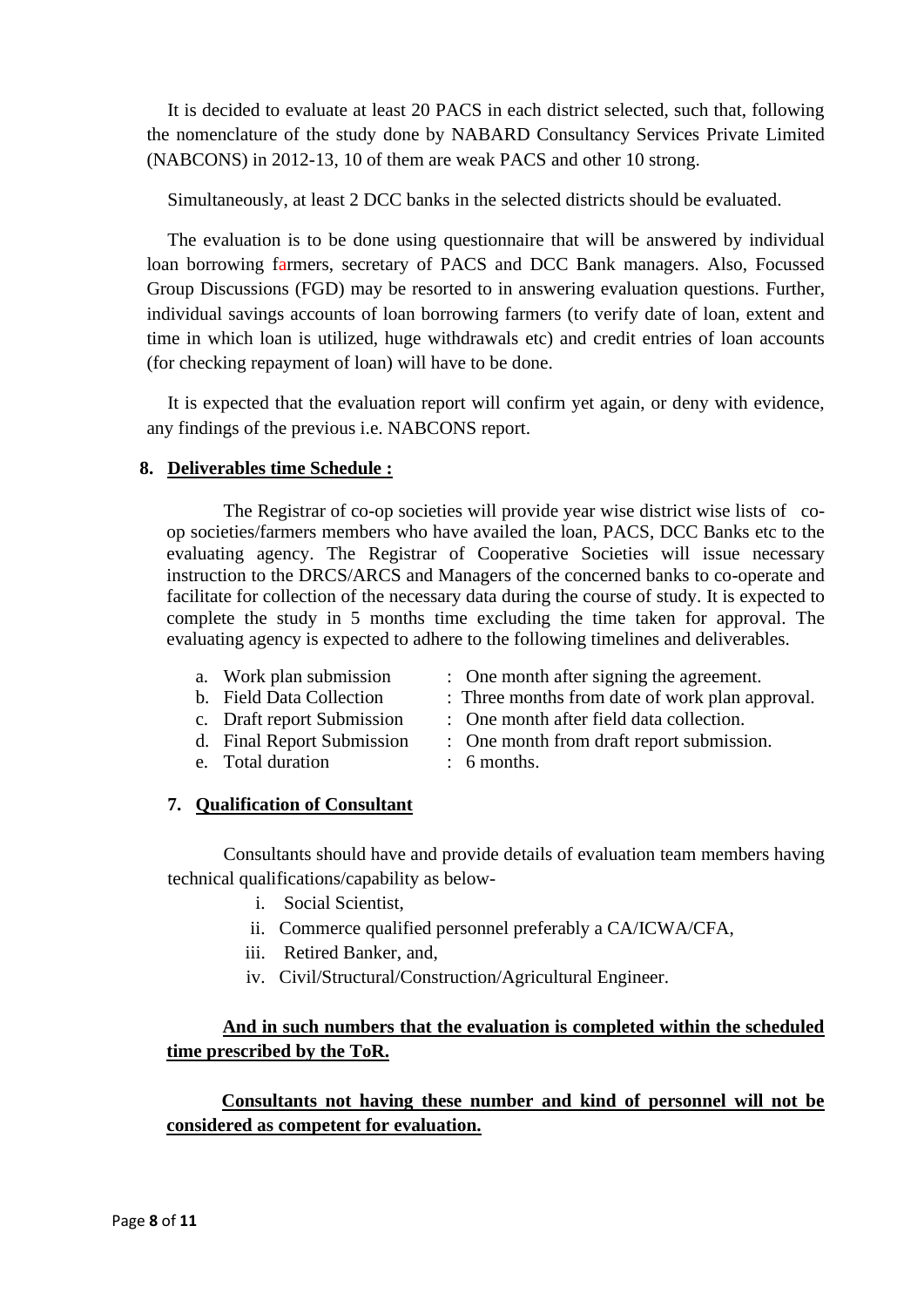It is decided to evaluate at least 20 PACS in each district selected, such that, following the nomenclature of the study done by NABARD Consultancy Services Private Limited (NABCONS) in 2012-13, 10 of them are weak PACS and other 10 strong.

Simultaneously, at least 2 DCC banks in the selected districts should be evaluated.

The evaluation is to be done using questionnaire that will be answered by individual loan borrowing farmers, secretary of PACS and DCC Bank managers. Also, Focussed Group Discussions (FGD) may be resorted to in answering evaluation questions. Further, individual savings accounts of loan borrowing farmers (to verify date of loan, extent and time in which loan is utilized, huge withdrawals etc) and credit entries of loan accounts (for checking repayment of loan) will have to be done.

It is expected that the evaluation report will confirm yet again, or deny with evidence, any findings of the previous i.e. NABCONS report.

## 8. Deliverables time Schedule :

The Registrar of co-op societies will provide year wise district wise lists of co-op societies/farmers members who have availed the loan, PACS, DCC Banks etc to the evaluating agency. The Registrar of Cooperative Societies will issue necessary instruction to the DRCS/ARCS and Managers of the concerned banks to co-operate and facilitate for collection of the necessary data during the course of study. It is expected to complete the study in 5 months time excluding the time taken for approval. The evaluating agency is expected to adhere to the following timelines and deliverables.

a. Work plan submission : One month after signing the agreement.
b. Field Data Collection : Three months from date of work plan approval.
c. Draft report Submission : One month after field data collection.
d. Final Report Submission : One month from draft report submission.
e. Total duration : 6 months.

## 7. Qualification of Consultant

Consultants should have and provide details of evaluation team members having technical qualifications/capability as below-

i. Social Scientist,
ii. Commerce qualified personnel preferably a CA/ICWA/CFA,
iii. Retired Banker, and,
iv. Civil/Structural/Construction/Agricultural Engineer.

**And in such numbers that the evaluation is completed within the scheduled time prescribed by the ToR.**

**Consultants not having these number and kind of personnel will not be considered as competent for evaluation.**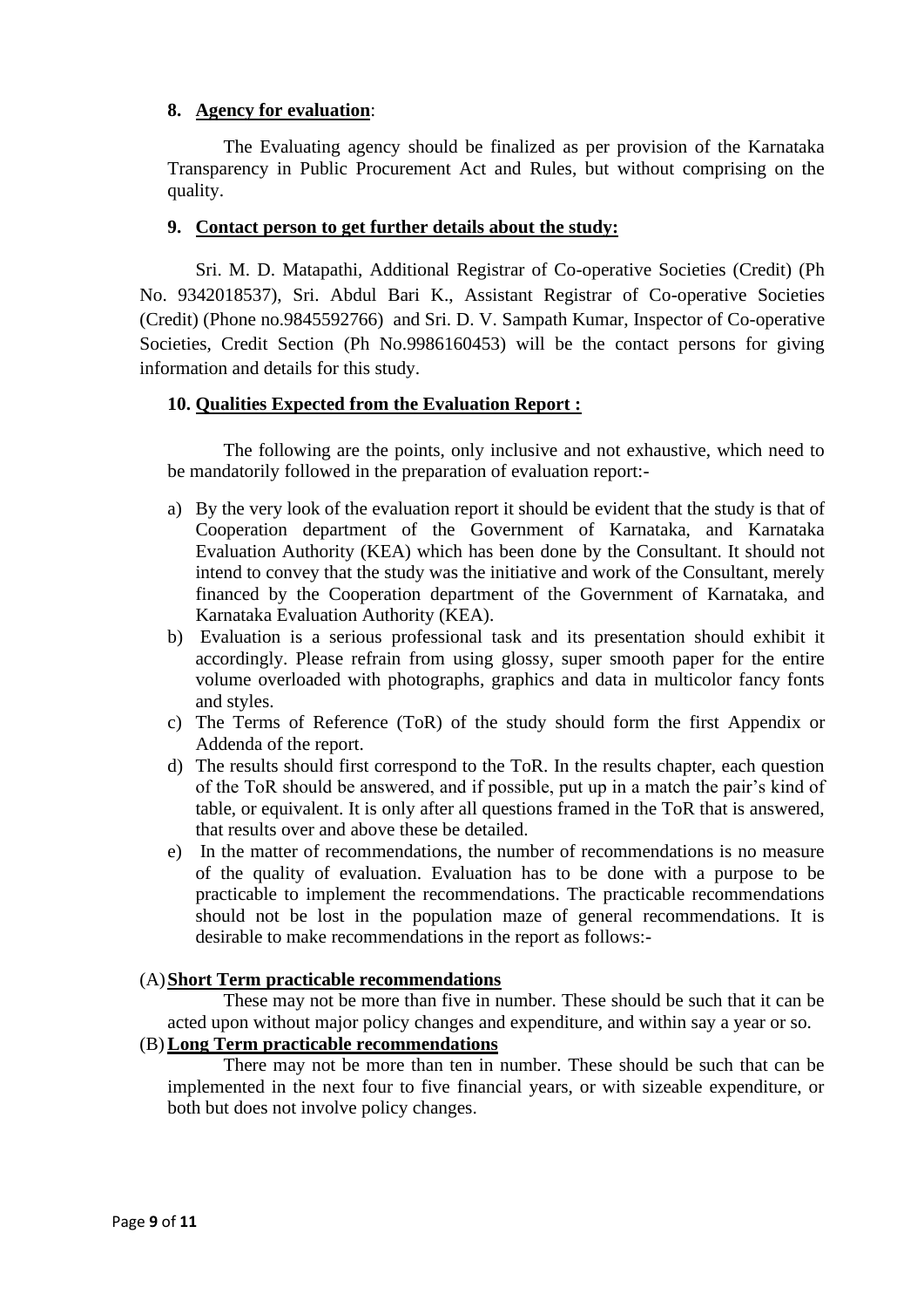**8. Agency for evaluation:**

The Evaluating agency should be finalized as per provision of the Karnataka Transparency in Public Procurement Act and Rules, but without comprising on the quality.

**9. Contact person to get further details about the study:**

Sri. M. D. Matapathi, Additional Registrar of Co-operative Societies (Credit) (Ph No. 9342018537), Sri. Abdul Bari K., Assistant Registrar of Co-operative Societies (Credit) (Phone no.9845592766) and Sri. D. V. Sampath Kumar, Inspector of Co-operative Societies, Credit Section (Ph No.9986160453) will be the contact persons for giving information and details for this study.

**10. Qualities Expected from the Evaluation Report :**

The following are the points, only inclusive and not exhaustive, which need to be mandatorily followed in the preparation of evaluation report:-

a) By the very look of the evaluation report it should be evident that the study is that of Cooperation department of the Government of Karnataka, and Karnataka Evaluation Authority (KEA) which has been done by the Consultant. It should not intend to convey that the study was the initiative and work of the Consultant, merely financed by the Cooperation department of the Government of Karnataka, and Karnataka Evaluation Authority (KEA).
b) Evaluation is a serious professional task and its presentation should exhibit it accordingly. Please refrain from using glossy, super smooth paper for the entire volume overloaded with photographs, graphics and data in multicolor fancy fonts and styles.
c) The Terms of Reference (ToR) of the study should form the first Appendix or Addenda of the report.
d) The results should first correspond to the ToR. In the results chapter, each question of the ToR should be answered, and if possible, put up in a match the pair's kind of table, or equivalent. It is only after all questions framed in the ToR that is answered, that results over and above these be detailed.
e) In the matter of recommendations, the number of recommendations is no measure of the quality of evaluation. Evaluation has to be done with a purpose to be practicable to implement the recommendations. The practicable recommendations should not be lost in the population maze of general recommendations. It is desirable to make recommendations in the report as follows:-

(A) **Short Term practicable recommendations**

These may not be more than five in number. These should be such that it can be acted upon without major policy changes and expenditure, and within say a year or so.

(B) **Long Term practicable recommendations**

There may not be more than ten in number. These should be such that can be implemented in the next four to five financial years, or with sizeable expenditure, or both but does not involve policy changes.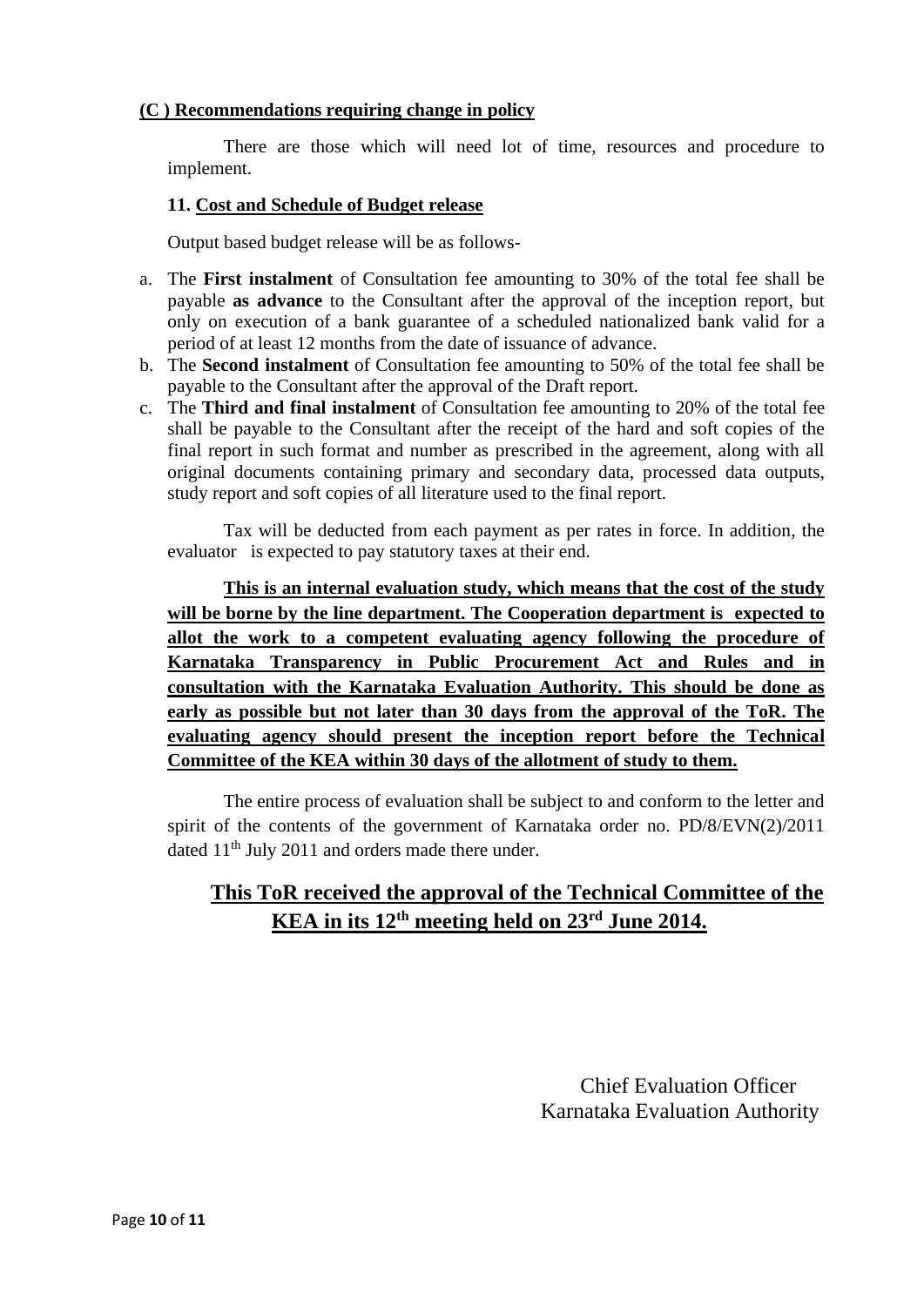**(C ) Recommendations requiring change in policy**

There are those which will need lot of time, resources and procedure to implement.

**11. Cost and Schedule of Budget release**

Output based budget release will be as follows-

a. The **First instalment** of Consultation fee amounting to 30% of the total fee shall be payable **as advance** to the Consultant after the approval of the inception report, but only on execution of a bank guarantee of a scheduled nationalized bank valid for a period of at least 12 months from the date of issuance of advance.
b. The **Second instalment** of Consultation fee amounting to 50% of the total fee shall be payable to the Consultant after the approval of the Draft report.
c. The **Third and final instalment** of Consultation fee amounting to 20% of the total fee shall be payable to the Consultant after the receipt of the hard and soft copies of the final report in such format and number as prescribed in the agreement, along with all original documents containing primary and secondary data, processed data outputs, study report and soft copies of all literature used to the final report.

Tax will be deducted from each payment as per rates in force. In addition, the evaluator is expected to pay statutory taxes at their end.

**This is an internal evaluation study, which means that the cost of the study will be borne by the line department. The Cooperation department is expected to allot the work to a competent evaluating agency following the procedure of Karnataka Transparency in Public Procurement Act and Rules and in consultation with the Karnataka Evaluation Authority. This should be done as early as possible but not later than 30 days from the approval of the ToR. The evaluating agency should present the inception report before the Technical Committee of the KEA within 30 days of the allotment of study to them.**

The entire process of evaluation shall be subject to and conform to the letter and spirit of the contents of the government of Karnataka order no. PD/8/EVN(2)/2011 dated 11th July 2011 and orders made there under.

## This ToR received the approval of the Technical Committee of the KEA in its 12th meeting held on 23rd June 2014.

Chief Evaluation Officer
Karnataka Evaluation Authority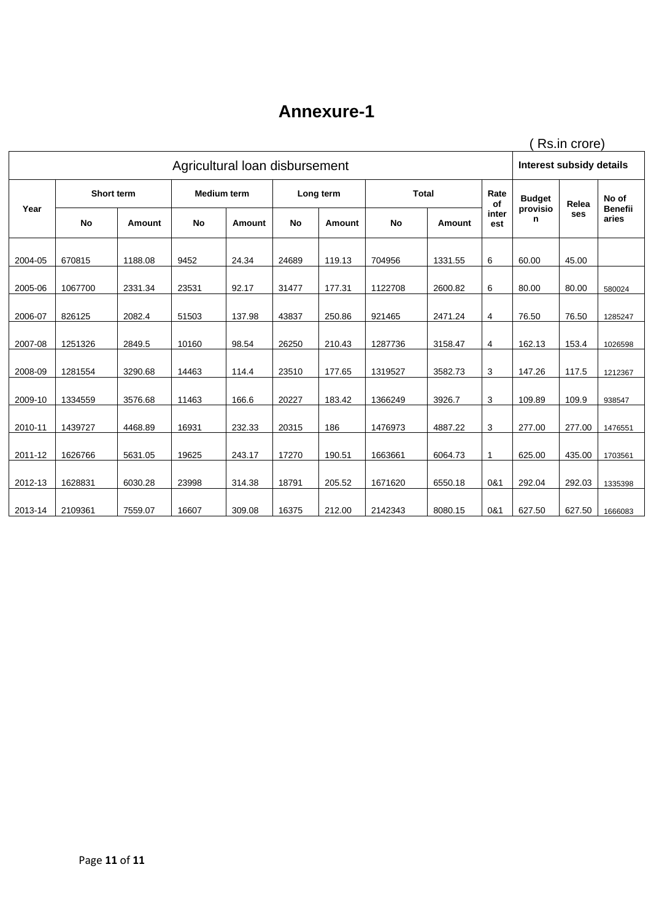# Annexure-1

( Rs.in crore)

| Agricultural loan disbursement | | | | | | | | | | Interest subsidy details | | |
|---|---|---|---|---|---|---|---|---|---|---|---|---|
| Year | Short term | | Medium term | | Long term | | Total | | Rate of interest | Budget provision | Releases | No of Benefiiaries |
| | No | Amount | No | Amount | No | Amount | No | Amount | | | | |
| 2004-05 | 670815 | 1188.08 | 9452 | 24.34 | 24689 | 119.13 | 704956 | 1331.55 | 6 | 60.00 | 45.00 | |
| 2005-06 | 1067700 | 2331.34 | 23531 | 92.17 | 31477 | 177.31 | 1122708 | 2600.82 | 6 | 80.00 | 80.00 | 580024 |
| 2006-07 | 826125 | 2082.4 | 51503 | 137.98 | 43837 | 250.86 | 921465 | 2471.24 | 4 | 76.50 | 76.50 | 1285247 |
| 2007-08 | 1251326 | 2849.5 | 10160 | 98.54 | 26250 | 210.43 | 1287736 | 3158.47 | 4 | 162.13 | 153.4 | 1026598 |
| 2008-09 | 1281554 | 3290.68 | 14463 | 114.4 | 23510 | 177.65 | 1319527 | 3582.73 | 3 | 147.26 | 117.5 | 1212367 |
| 2009-10 | 1334559 | 3576.68 | 11463 | 166.6 | 20227 | 183.42 | 1366249 | 3926.7 | 3 | 109.89 | 109.9 | 938547 |
| 2010-11 | 1439727 | 4468.89 | 16931 | 232.33 | 20315 | 186 | 1476973 | 4887.22 | 3 | 277.00 | 277.00 | 1476551 |
| 2011-12 | 1626766 | 5631.05 | 19625 | 243.17 | 17270 | 190.51 | 1663661 | 6064.73 | 1 | 625.00 | 435.00 | 1703561 |
| 2012-13 | 1628831 | 6030.28 | 23998 | 314.38 | 18791 | 205.52 | 1671620 | 6550.18 | 0&1 | 292.04 | 292.03 | 1335398 |
| 2013-14 | 2109361 | 7559.07 | 16607 | 309.08 | 16375 | 212.00 | 2142343 | 8080.15 | 0&1 | 627.50 | 627.50 | 1666083 |